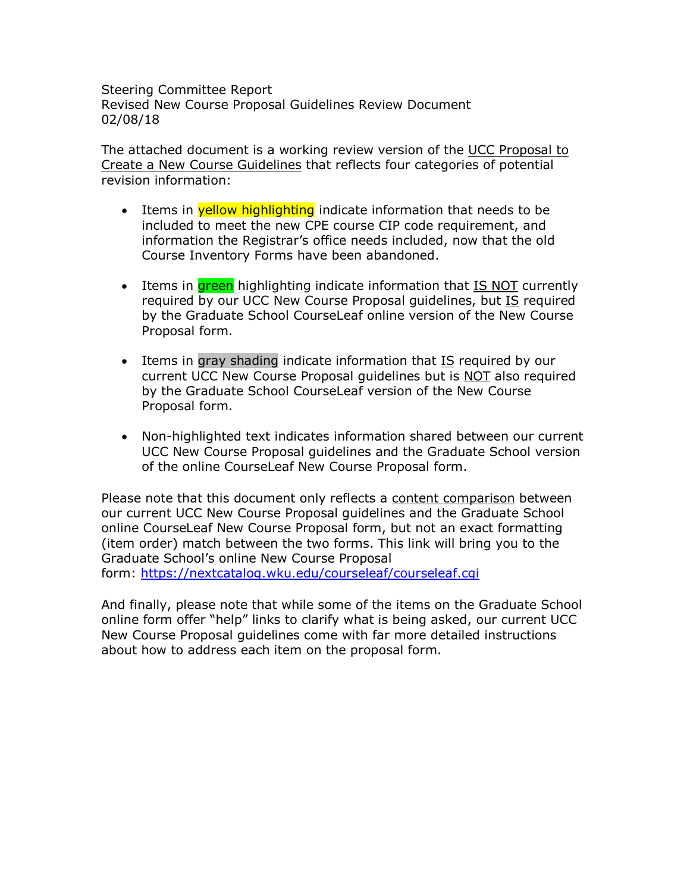Steering Committee Report
Revised New Course Proposal Guidelines Review Document
02/08/18

The attached document is a working review version of the UCC Proposal to Create a New Course Guidelines that reflects four categories of potential revision information:

- Items in yellow highlighting indicate information that needs to be included to meet the new CPE course CIP code requirement, and information the Registrar's office needs included, now that the old Course Inventory Forms have been abandoned.

- Items in green highlighting indicate information that IS NOT currently required by our UCC New Course Proposal guidelines, but IS required by the Graduate School CourseLeaf online version of the New Course Proposal form.

- Items in gray shading indicate information that IS required by our current UCC New Course Proposal guidelines but is NOT also required by the Graduate School CourseLeaf version of the New Course Proposal form.

- Non-highlighted text indicates information shared between our current UCC New Course Proposal guidelines and the Graduate School version of the online CourseLeaf New Course Proposal form.

Please note that this document only reflects a content comparison between our current UCC New Course Proposal guidelines and the Graduate School online CourseLeaf New Course Proposal form, but not an exact formatting (item order) match between the two forms. This link will bring you to the Graduate School's online New Course Proposal form: https://nextcatalog.wku.edu/courseleaf/courseleaf.cgi

And finally, please note that while some of the items on the Graduate School online form offer "help" links to clarify what is being asked, our current UCC New Course Proposal guidelines come with far more detailed instructions about how to address each item on the proposal form.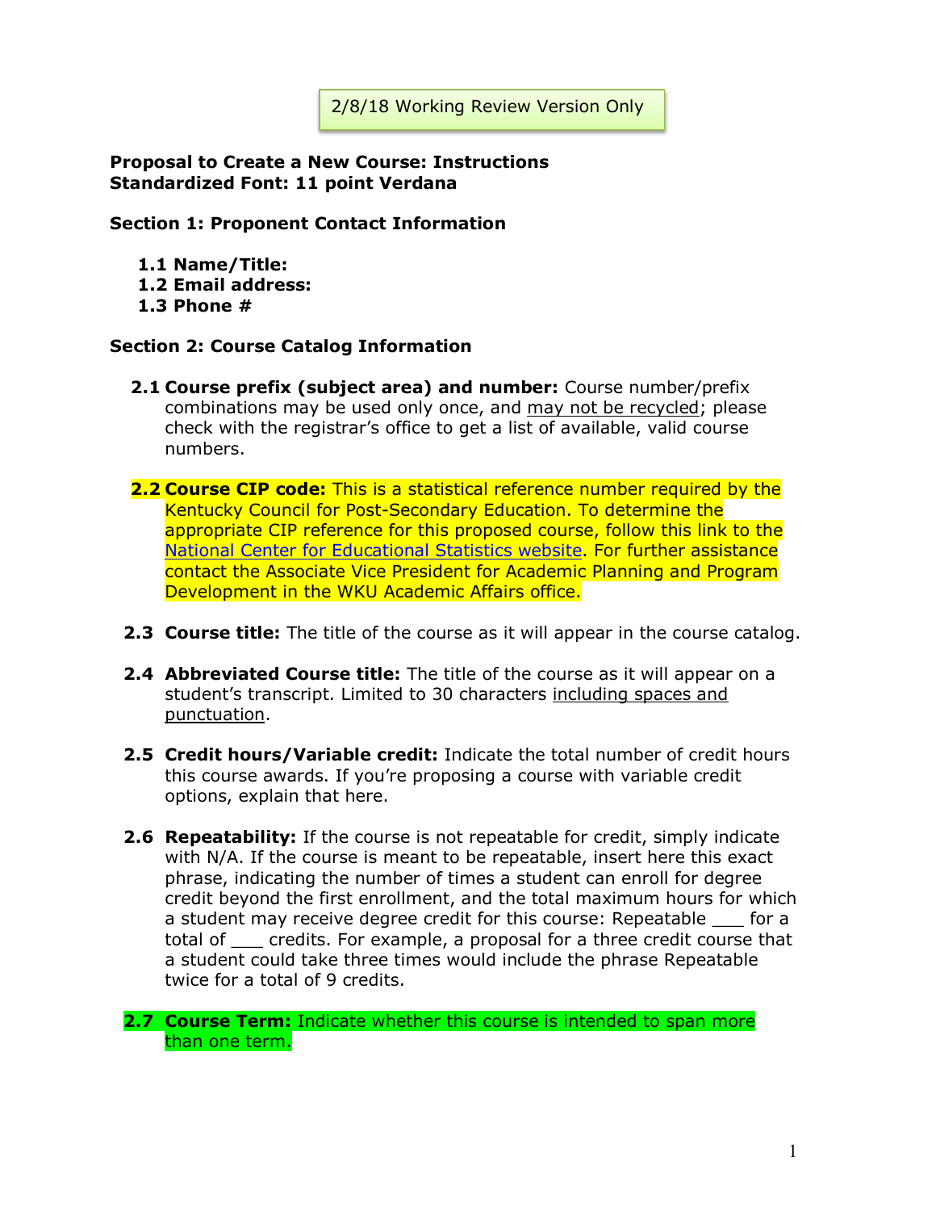2/8/18 Working Review Version Only

**Proposal to Create a New Course: Instructions**
**Standardized Font: 11 point Verdana**

**Section 1: Proponent Contact Information**

**1.1 Name/Title:**
**1.2 Email address:**
**1.3 Phone #**

**Section 2: Course Catalog Information**

**2.1 Course prefix (subject area) and number:** Course number/prefix combinations may be used only once, and may not be recycled; please check with the registrar's office to get a list of available, valid course numbers.

**2.2 Course CIP code:** This is a statistical reference number required by the Kentucky Council for Post-Secondary Education. To determine the appropriate CIP reference for this proposed course, follow this link to the National Center for Educational Statistics website. For further assistance contact the Associate Vice President for Academic Planning and Program Development in the WKU Academic Affairs office.

**2.3 Course title:** The title of the course as it will appear in the course catalog.

**2.4 Abbreviated Course title:** The title of the course as it will appear on a student's transcript. Limited to 30 characters including spaces and punctuation.

**2.5 Credit hours/Variable credit:** Indicate the total number of credit hours this course awards. If you're proposing a course with variable credit options, explain that here.

**2.6 Repeatability:** If the course is not repeatable for credit, simply indicate with N/A. If the course is meant to be repeatable, insert here this exact phrase, indicating the number of times a student can enroll for degree credit beyond the first enrollment, and the total maximum hours for which a student may receive degree credit for this course: Repeatable ___ for a total of ___ credits. For example, a proposal for a three credit course that a student could take three times would include the phrase Repeatable twice for a total of 9 credits.

**2.7 Course Term:** Indicate whether this course is intended to span more than one term.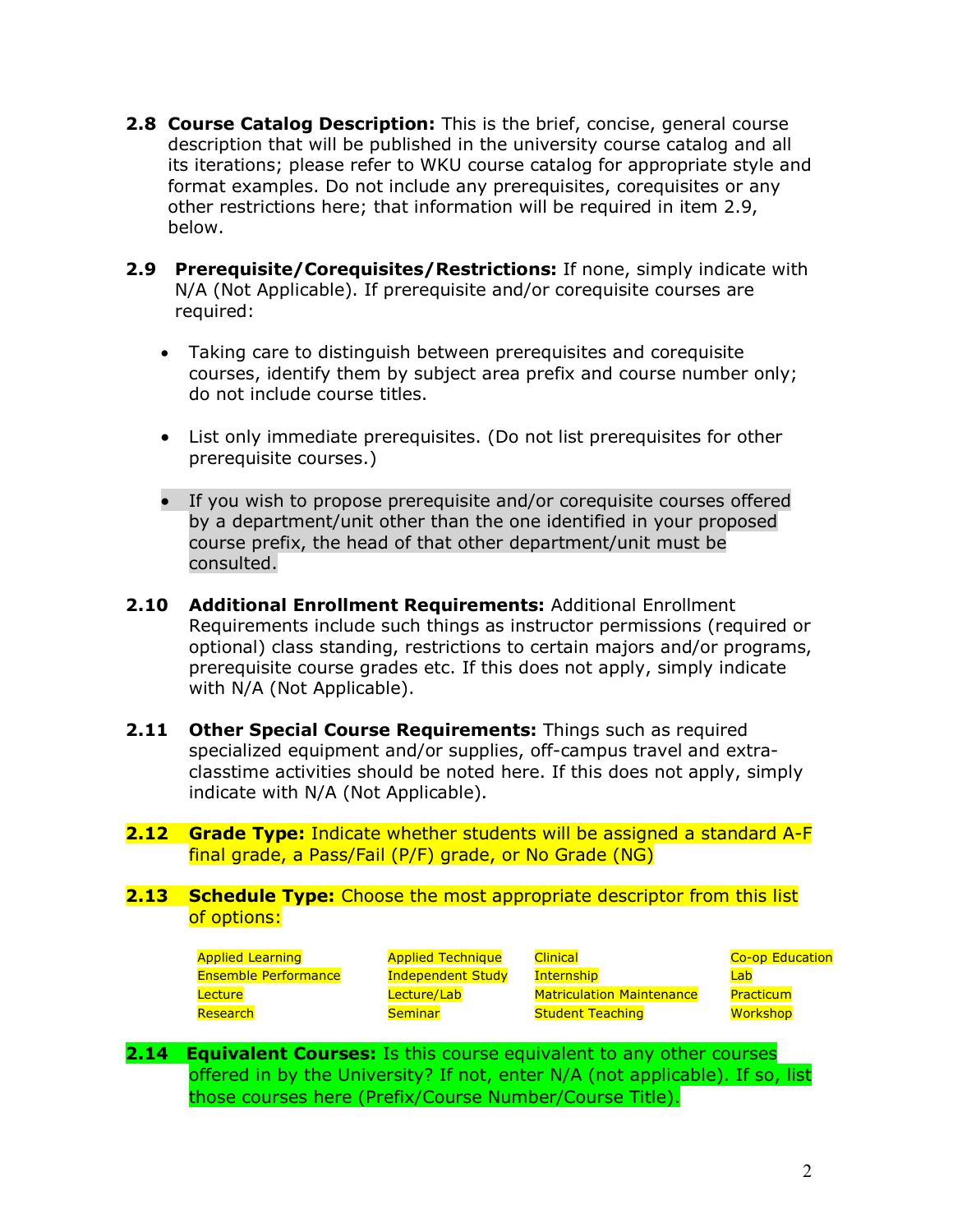**2.8 Course Catalog Description:** This is the brief, concise, general course description that will be published in the university course catalog and all its iterations; please refer to WKU course catalog for appropriate style and format examples. Do not include any prerequisites, corequisites or any other restrictions here; that information will be required in item 2.9, below.

**2.9 Prerequisite/Corequisites/Restrictions:** If none, simply indicate with N/A (Not Applicable). If prerequisite and/or corequisite courses are required:

- Taking care to distinguish between prerequisites and corequisite courses, identify them by subject area prefix and course number only; do not include course titles.
- List only immediate prerequisites. (Do not list prerequisites for other prerequisite courses.)
- If you wish to propose prerequisite and/or corequisite courses offered by a department/unit other than the one identified in your proposed course prefix, the head of that other department/unit must be consulted.

**2.10 Additional Enrollment Requirements:** Additional Enrollment Requirements include such things as instructor permissions (required or optional) class standing, restrictions to certain majors and/or programs, prerequisite course grades etc. If this does not apply, simply indicate with N/A (Not Applicable).

**2.11 Other Special Course Requirements:** Things such as required specialized equipment and/or supplies, off-campus travel and extra-classtime activities should be noted here. If this does not apply, simply indicate with N/A (Not Applicable).

**2.12 Grade Type:** Indicate whether students will be assigned a standard A-F final grade, a Pass/Fail (P/F) grade, or No Grade (NG)

**2.13 Schedule Type:** Choose the most appropriate descriptor from this list of options:

| | | | |
|---|---|---|---|
| Applied Learning | Applied Technique | Clinical | Co-op Education |
| Ensemble Performance | Independent Study | Internship | Lab |
| Lecture | Lecture/Lab | Matriculation Maintenance | Practicum |
| Research | Seminar | Student Teaching | Workshop |

**2.14 Equivalent Courses:** Is this course equivalent to any other courses offered in by the University? If not, enter N/A (not applicable). If so, list those courses here (Prefix/Course Number/Course Title).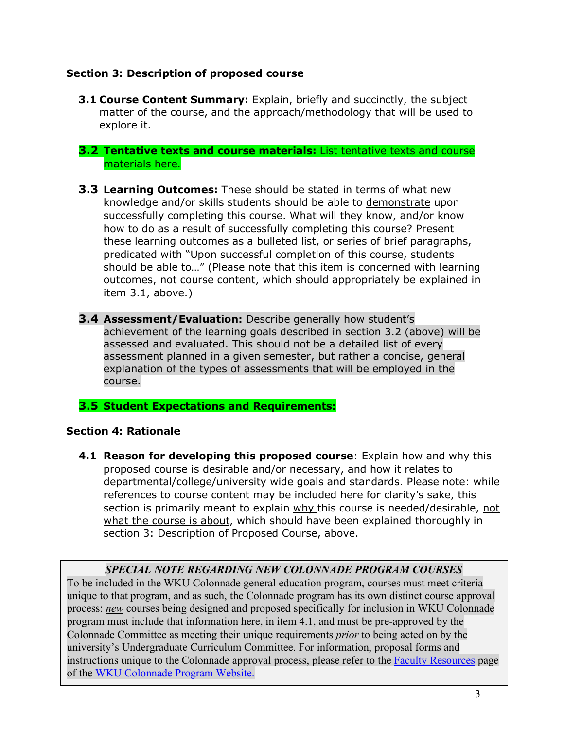### Section 3: Description of proposed course

**3.1 Course Content Summary:** Explain, briefly and succinctly, the subject matter of the course, and the approach/methodology that will be used to explore it.

**3.2 Tentative texts and course materials:** List tentative texts and course materials here.

**3.3 Learning Outcomes:** These should be stated in terms of what new knowledge and/or skills students should be able to demonstrate upon successfully completing this course. What will they know, and/or know how to do as a result of successfully completing this course? Present these learning outcomes as a bulleted list, or series of brief paragraphs, predicated with "Upon successful completion of this course, students should be able to…" (Please note that this item is concerned with learning outcomes, not course content, which should appropriately be explained in item 3.1, above.)

**3.4 Assessment/Evaluation:** Describe generally how student's achievement of the learning goals described in section 3.2 (above) will be assessed and evaluated. This should not be a detailed list of every assessment planned in a given semester, but rather a concise, general explanation of the types of assessments that will be employed in the course.

**3.5 Student Expectations and Requirements:**

### Section 4: Rationale

**4.1 Reason for developing this proposed course**: Explain how and why this proposed course is desirable and/or necessary, and how it relates to departmental/college/university wide goals and standards. Please note: while references to course content may be included here for clarity's sake, this section is primarily meant to explain why this course is needed/desirable, not what the course is about, which should have been explained thoroughly in section 3: Description of Proposed Course, above.

***SPECIAL NOTE REGARDING NEW COLONNADE PROGRAM COURSES***

To be included in the WKU Colonnade general education program, courses must meet criteria unique to that program, and as such, the Colonnade program has its own distinct course approval process: *new* courses being designed and proposed specifically for inclusion in WKU Colonnade program must include that information here, in item 4.1, and must be pre-approved by the Colonnade Committee as meeting their unique requirements *prior* to being acted on by the university's Undergraduate Curriculum Committee. For information, proposal forms and instructions unique to the Colonnade approval process, please refer to the Faculty Resources page of the WKU Colonnade Program Website.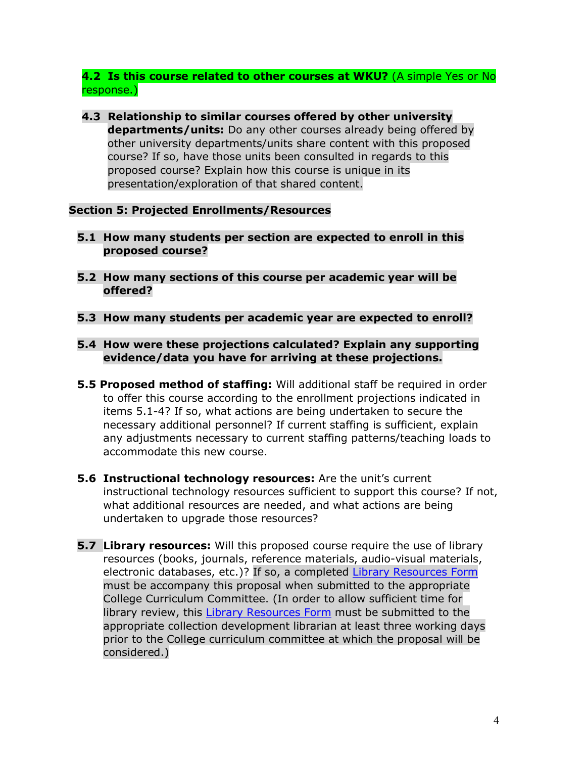**4.2 Is this course related to other courses at WKU?** (A simple Yes or No response.)

**4.3 Relationship to similar courses offered by other university departments/units:** Do any other courses already being offered by other university departments/units share content with this proposed course? If so, have those units been consulted in regards to this proposed course? Explain how this course is unique in its presentation/exploration of that shared content.

**Section 5: Projected Enrollments/Resources**

**5.1 How many students per section are expected to enroll in this proposed course?**

**5.2 How many sections of this course per academic year will be offered?**

**5.3 How many students per academic year are expected to enroll?**

**5.4 How were these projections calculated? Explain any supporting evidence/data you have for arriving at these projections.**

**5.5 Proposed method of staffing:** Will additional staff be required in order to offer this course according to the enrollment projections indicated in items 5.1-4? If so, what actions are being undertaken to secure the necessary additional personnel? If current staffing is sufficient, explain any adjustments necessary to current staffing patterns/teaching loads to accommodate this new course.

**5.6 Instructional technology resources:** Are the unit's current instructional technology resources sufficient to support this course? If not, what additional resources are needed, and what actions are being undertaken to upgrade those resources?

**5.7 Library resources:** Will this proposed course require the use of library resources (books, journals, reference materials, audio-visual materials, electronic databases, etc.)? If so, a completed Library Resources Form must be accompany this proposal when submitted to the appropriate College Curriculum Committee. (In order to allow sufficient time for library review, this Library Resources Form must be submitted to the appropriate collection development librarian at least three working days prior to the College curriculum committee at which the proposal will be considered.)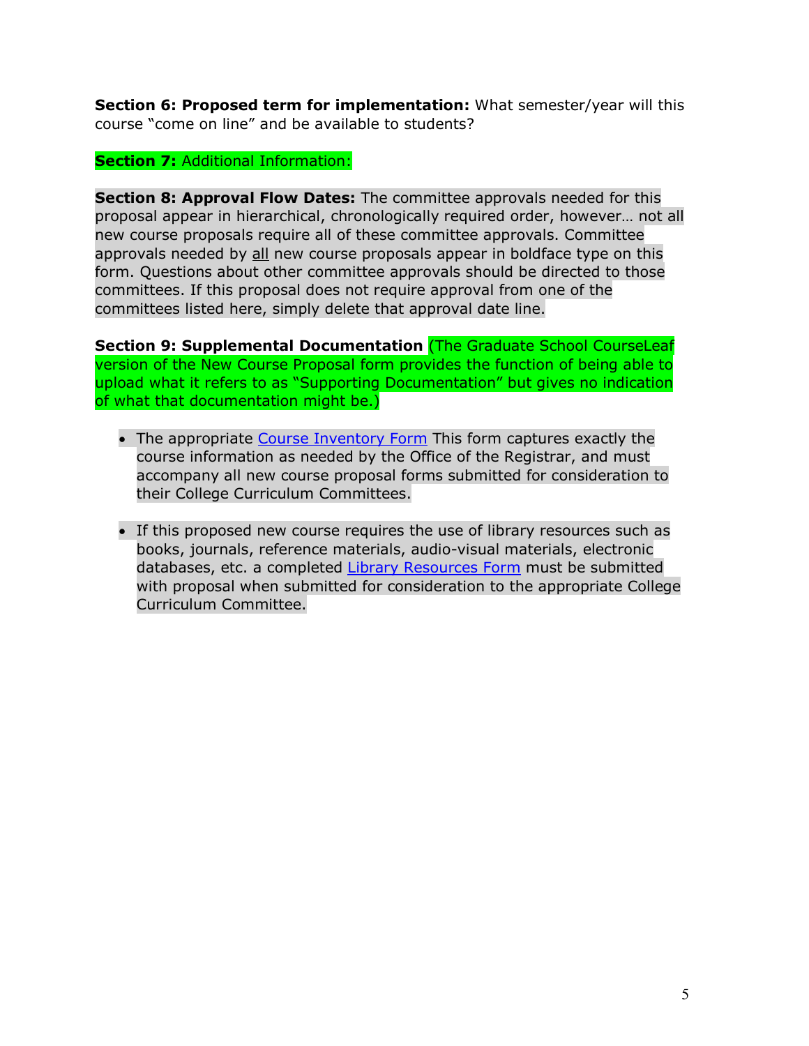**Section 6: Proposed term for implementation:** What semester/year will this course "come on line" and be available to students?

**Section 7:** Additional Information:

**Section 8: Approval Flow Dates:** The committee approvals needed for this proposal appear in hierarchical, chronologically required order, however… not all new course proposals require all of these committee approvals. Committee approvals needed by all new course proposals appear in boldface type on this form. Questions about other committee approvals should be directed to those committees. If this proposal does not require approval from one of the committees listed here, simply delete that approval date line.

**Section 9: Supplemental Documentation** (The Graduate School CourseLeaf version of the New Course Proposal form provides the function of being able to upload what it refers to as "Supporting Documentation" but gives no indication of what that documentation might be.)

- The appropriate Course Inventory Form This form captures exactly the course information as needed by the Office of the Registrar, and must accompany all new course proposal forms submitted for consideration to their College Curriculum Committees.

- If this proposed new course requires the use of library resources such as books, journals, reference materials, audio-visual materials, electronic databases, etc. a completed Library Resources Form must be submitted with proposal when submitted for consideration to the appropriate College Curriculum Committee.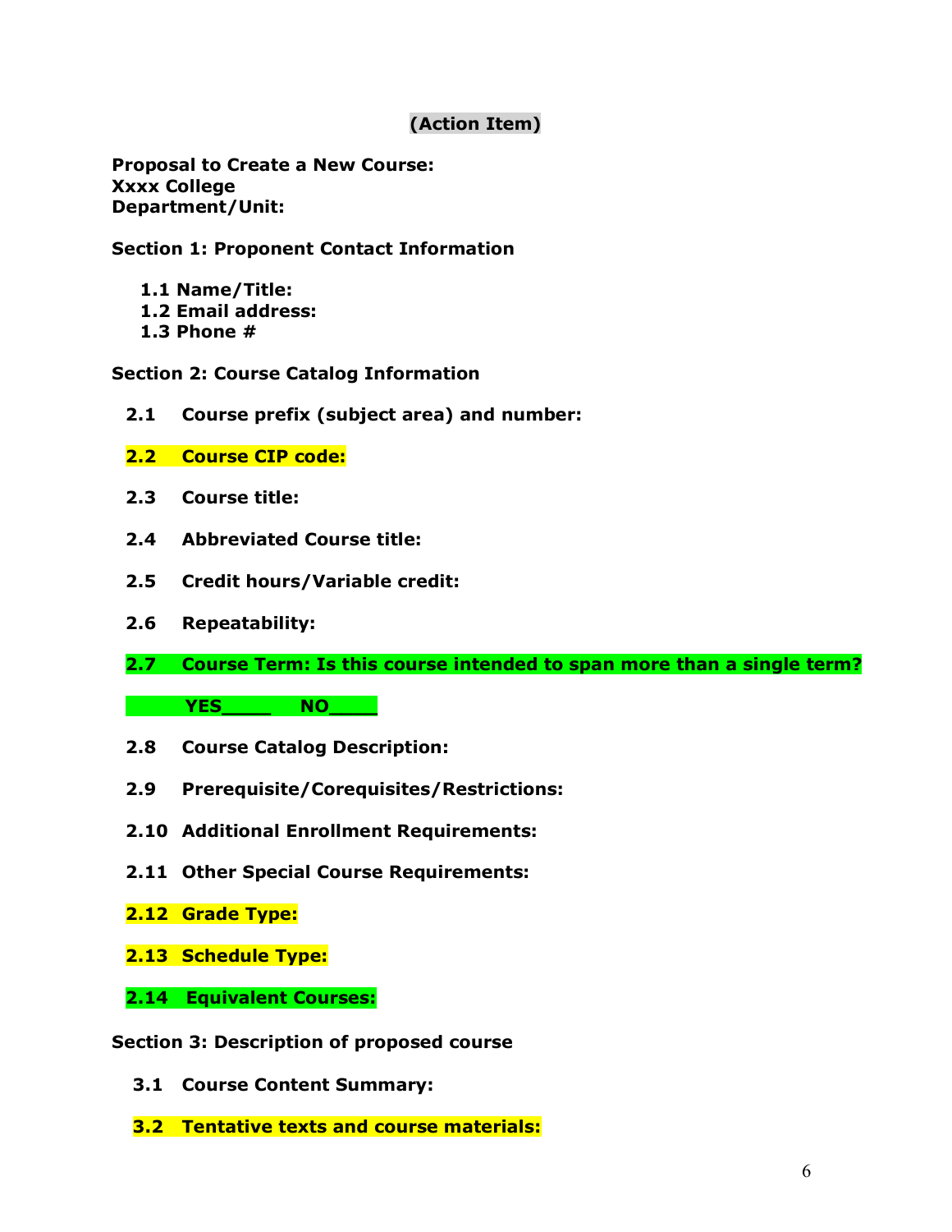**(Action Item)**

**Proposal to Create a New Course:**
**Xxxx College**
**Department/Unit:**

**Section 1: Proponent Contact Information**

- **1.1 Name/Title:**
- **1.2 Email address:**
- **1.3 Phone #**

**Section 2: Course Catalog Information**

**2.1 Course prefix (subject area) and number:**

**2.2 Course CIP code:**

**2.3 Course title:**

**2.4 Abbreviated Course title:**

**2.5 Credit hours/Variable credit:**

**2.6 Repeatability:**

**2.7 Course Term: Is this course intended to span more than a single term?**

**YES____ NO____**

**2.8 Course Catalog Description:**

**2.9 Prerequisite/Corequisites/Restrictions:**

**2.10 Additional Enrollment Requirements:**

**2.11 Other Special Course Requirements:**

**2.12 Grade Type:**

**2.13 Schedule Type:**

**2.14 Equivalent Courses:**

**Section 3: Description of proposed course**

**3.1 Course Content Summary:**

**3.2 Tentative texts and course materials:**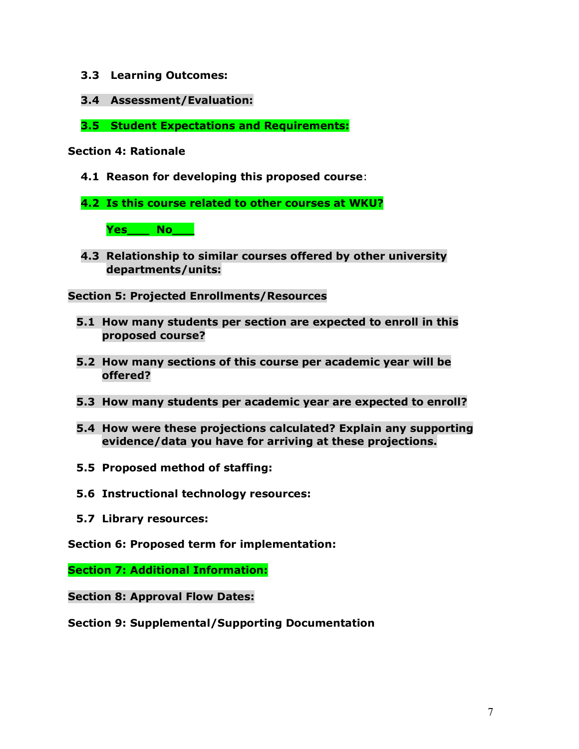**3.3 Learning Outcomes:**

**3.4 Assessment/Evaluation:**

**3.5 Student Expectations and Requirements:**

**Section 4: Rationale**

**4.1 Reason for developing this proposed course**:

**4.2 Is this course related to other courses at WKU?**

**Yes___ No___**

**4.3 Relationship to similar courses offered by other university departments/units:**

**Section 5: Projected Enrollments/Resources**

**5.1 How many students per section are expected to enroll in this proposed course?**

**5.2 How many sections of this course per academic year will be offered?**

**5.3 How many students per academic year are expected to enroll?**

**5.4 How were these projections calculated? Explain any supporting evidence/data you have for arriving at these projections.**

**5.5 Proposed method of staffing:**

**5.6 Instructional technology resources:**

**5.7 Library resources:**

**Section 6: Proposed term for implementation:**

**Section 7: Additional Information:**

**Section 8: Approval Flow Dates:**

**Section 9: Supplemental/Supporting Documentation**